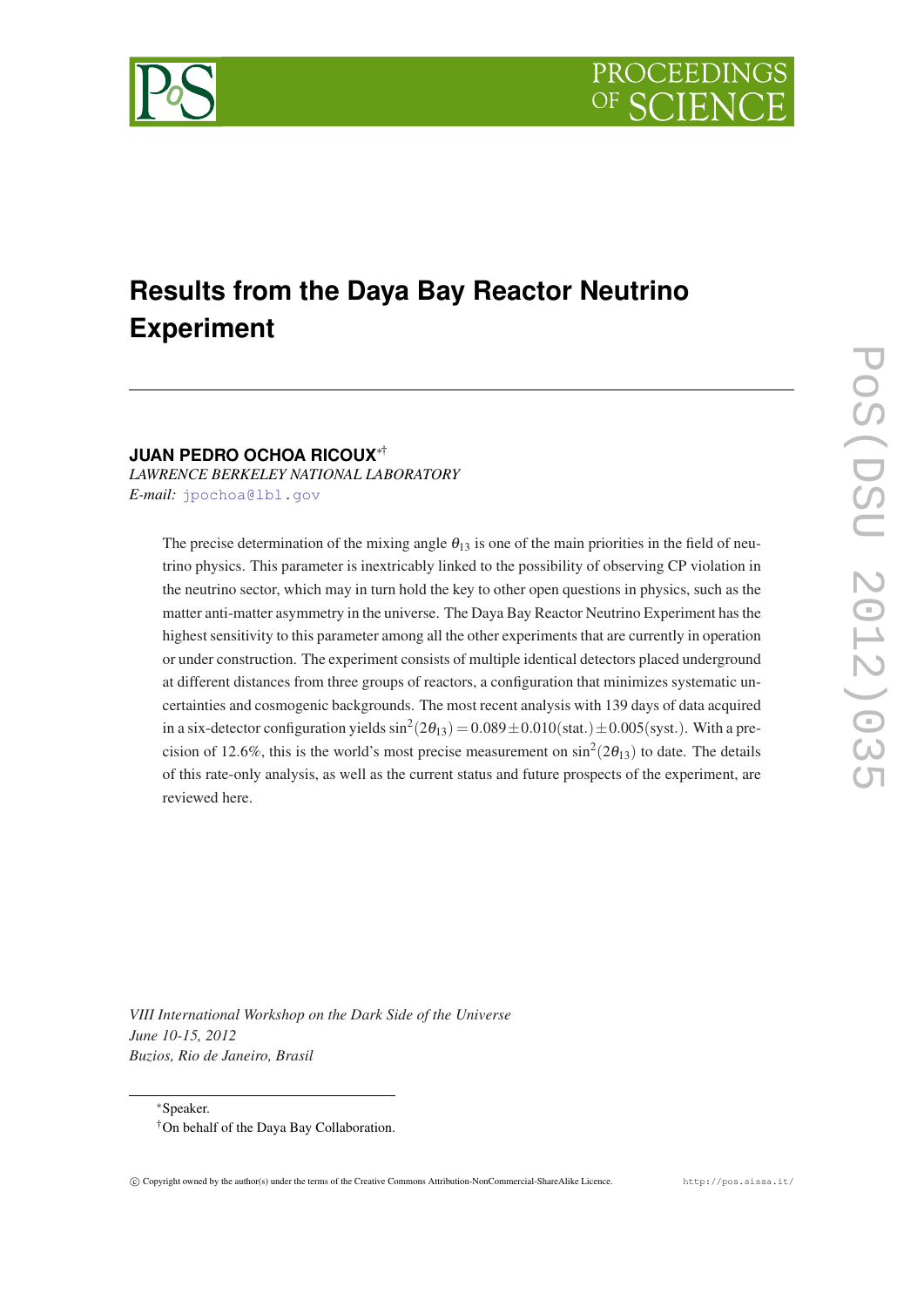# Results from the Daya Bay Reactor Neutrino Experiment

**JUAN PEDRO OCHOA RICOUX**[*†]

*LAWRENCE BERKELEY NATIONAL LABORATORY*

*E-mail:* jpochoa@lbl.gov

The precise determination of the mixing angle $\theta_{13}$ is one of the main priorities in the field of neutrino physics. This parameter is inextricably linked to the possibility of observing CP violation in the neutrino sector, which may in turn hold the key to other open questions in physics, such as the matter anti-matter asymmetry in the universe. The Daya Bay Reactor Neutrino Experiment has the highest sensitivity to this parameter among all the other experiments that are currently in operation or under construction. The experiment consists of multiple identical detectors placed underground at different distances from three groups of reactors, a configuration that minimizes systematic uncertainties and cosmogenic backgrounds. The most recent analysis with 139 days of data acquired in a six-detector configuration yields $\sin^2(2\theta_{13}) = 0.089 \pm 0.010(\text{stat.}) \pm 0.005(\text{syst.})$. With a precision of 12.6%, this is the world's most precise measurement on $\sin^2(2\theta_{13})$ to date. The details of this rate-only analysis, as well as the current status and future prospects of the experiment, are reviewed here.

*VIII International Workshop on the Dark Side of the Universe*
*June 10-15, 2012*
*Buzios, Rio de Janeiro, Brasil*

[*] Speaker.
[†] On behalf of the Daya Bay Collaboration.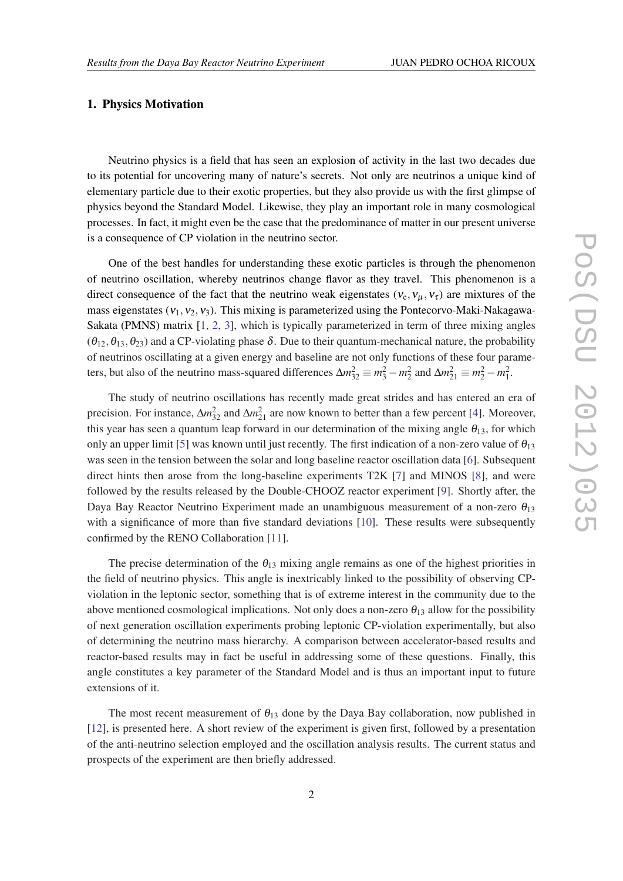## 1. Physics Motivation

Neutrino physics is a field that has seen an explosion of activity in the last two decades due to its potential for uncovering many of nature's secrets. Not only are neutrinos a unique kind of elementary particle due to their exotic properties, but they also provide us with the first glimpse of physics beyond the Standard Model. Likewise, they play an important role in many cosmological processes. In fact, it might even be the case that the predominance of matter in our present universe is a consequence of CP violation in the neutrino sector.

One of the best handles for understanding these exotic particles is through the phenomenon of neutrino oscillation, whereby neutrinos change flavor as they travel. This phenomenon is a direct consequence of the fact that the neutrino weak eigenstates ($\nu_e, \nu_\mu, \nu_\tau$) are mixtures of the mass eigenstates ($\nu_1, \nu_2, \nu_3$). This mixing is parameterized using the Pontecorvo-Maki-Nakagawa-Sakata (PMNS) matrix [1, 2, 3], which is typically parameterized in term of three mixing angles ($\theta_{12}, \theta_{13}, \theta_{23}$) and a CP-violating phase $\delta$. Due to their quantum-mechanical nature, the probability of neutrinos oscillating at a given energy and baseline are not only functions of these four parameters, but also of the neutrino mass-squared differences $\Delta m^2_{32} \equiv m^2_3 - m^2_2$ and $\Delta m^2_{21} \equiv m^2_2 - m^2_1$.

The study of neutrino oscillations has recently made great strides and has entered an era of precision. For instance, $\Delta m^2_{32}$ and $\Delta m^2_{21}$ are now known to better than a few percent [4]. Moreover, this year has seen a quantum leap forward in our determination of the mixing angle $\theta_{13}$, for which only an upper limit [5] was known until just recently. The first indication of a non-zero value of $\theta_{13}$ was seen in the tension between the solar and long baseline reactor oscillation data [6]. Subsequent direct hints then arose from the long-baseline experiments T2K [7] and MINOS [8], and were followed by the results released by the Double-CHOOZ reactor experiment [9]. Shortly after, the Daya Bay Reactor Neutrino Experiment made an unambiguous measurement of a non-zero $\theta_{13}$ with a significance of more than five standard deviations [10]. These results were subsequently confirmed by the RENO Collaboration [11].

The precise determination of the $\theta_{13}$ mixing angle remains as one of the highest priorities in the field of neutrino physics. This angle is inextricably linked to the possibility of observing CP-violation in the leptonic sector, something that is of extreme interest in the community due to the above mentioned cosmological implications. Not only does a non-zero $\theta_{13}$ allow for the possibility of next generation oscillation experiments probing leptonic CP-violation experimentally, but also of determining the neutrino mass hierarchy. A comparison between accelerator-based results and reactor-based results may in fact be useful in addressing some of these questions. Finally, this angle constitutes a key parameter of the Standard Model and is thus an important input to future extensions of it.

The most recent measurement of $\theta_{13}$ done by the Daya Bay collaboration, now published in [12], is presented here. A short review of the experiment is given first, followed by a presentation of the anti-neutrino selection employed and the oscillation analysis results. The current status and prospects of the experiment are then briefly addressed.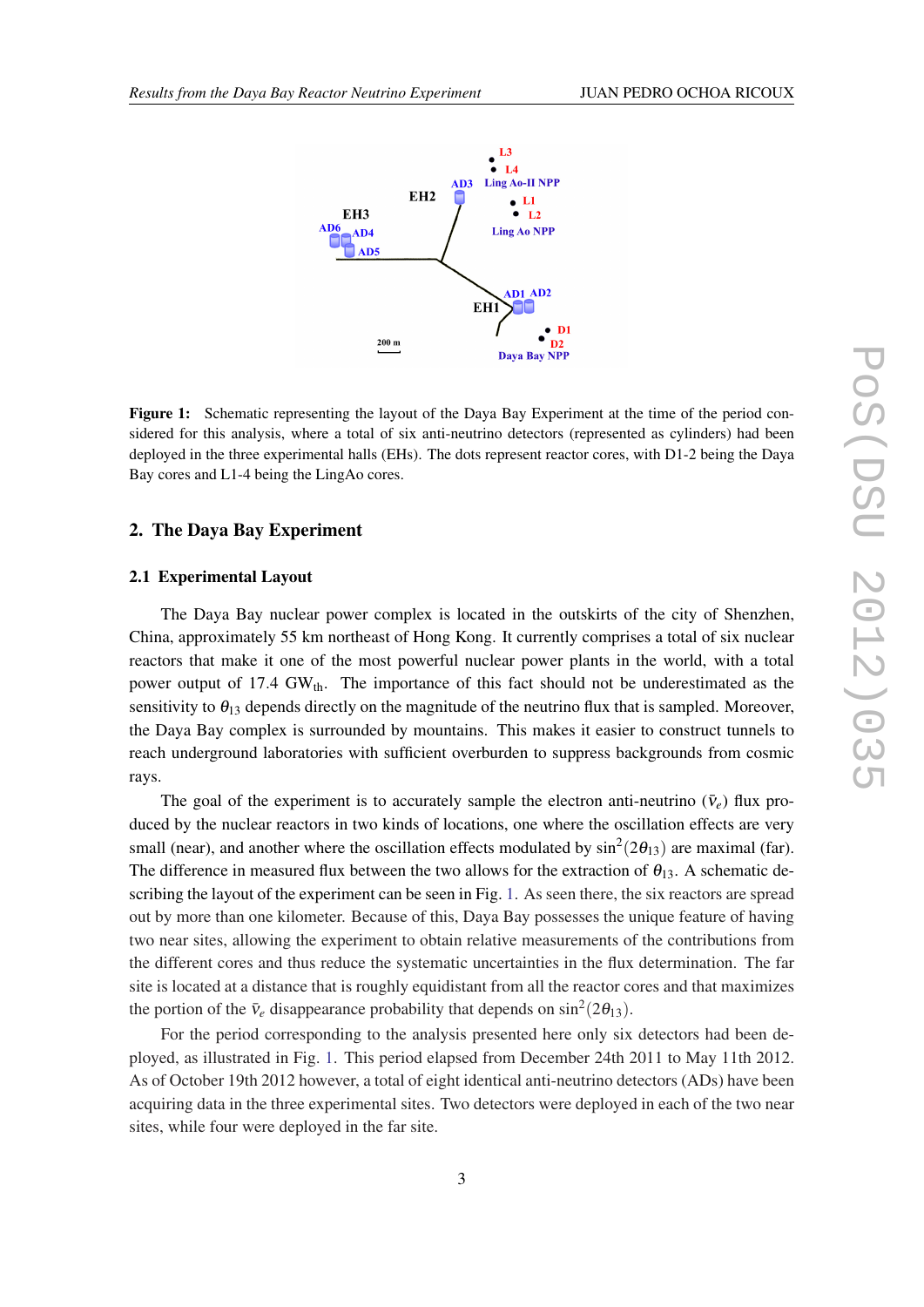**Figure 1:** Schematic representing the layout of the Daya Bay Experiment at the time of the period considered for this analysis, where a total of six anti-neutrino detectors (represented as cylinders) had been deployed in the three experimental halls (EHs). The dots represent reactor cores, with D1-2 being the Daya Bay cores and L1-4 being the LingAo cores.

## 2. The Daya Bay Experiment

### 2.1 Experimental Layout

The Daya Bay nuclear power complex is located in the outskirts of the city of Shenzhen, China, approximately 55 km northeast of Hong Kong. It currently comprises a total of six nuclear reactors that make it one of the most powerful nuclear power plants in the world, with a total power output of 17.4 $\mathrm{GW_{th}}$. The importance of this fact should not be underestimated as the sensitivity to $\theta_{13}$ depends directly on the magnitude of the neutrino flux that is sampled. Moreover, the Daya Bay complex is surrounded by mountains. This makes it easier to construct tunnels to reach underground laboratories with sufficient overburden to suppress backgrounds from cosmic rays.

The goal of the experiment is to accurately sample the electron anti-neutrino ($\bar{\nu}_e$) flux produced by the nuclear reactors in two kinds of locations, one where the oscillation effects are very small (near), and another where the oscillation effects modulated by $\sin^2(2\theta_{13})$ are maximal (far). The difference in measured flux between the two allows for the extraction of $\theta_{13}$. A schematic describing the layout of the experiment can be seen in Fig. 1. As seen there, the six reactors are spread out by more than one kilometer. Because of this, Daya Bay possesses the unique feature of having two near sites, allowing the experiment to obtain relative measurements of the contributions from the different cores and thus reduce the systematic uncertainties in the flux determination. The far site is located at a distance that is roughly equidistant from all the reactor cores and that maximizes the portion of the $\bar{\nu}_e$ disappearance probability that depends on $\sin^2(2\theta_{13})$.

For the period corresponding to the analysis presented here only six detectors had been deployed, as illustrated in Fig. 1. This period elapsed from December 24th 2011 to May 11th 2012. As of October 19th 2012 however, a total of eight identical anti-neutrino detectors (ADs) have been acquiring data in the three experimental sites. Two detectors were deployed in each of the two near sites, while four were deployed in the far site.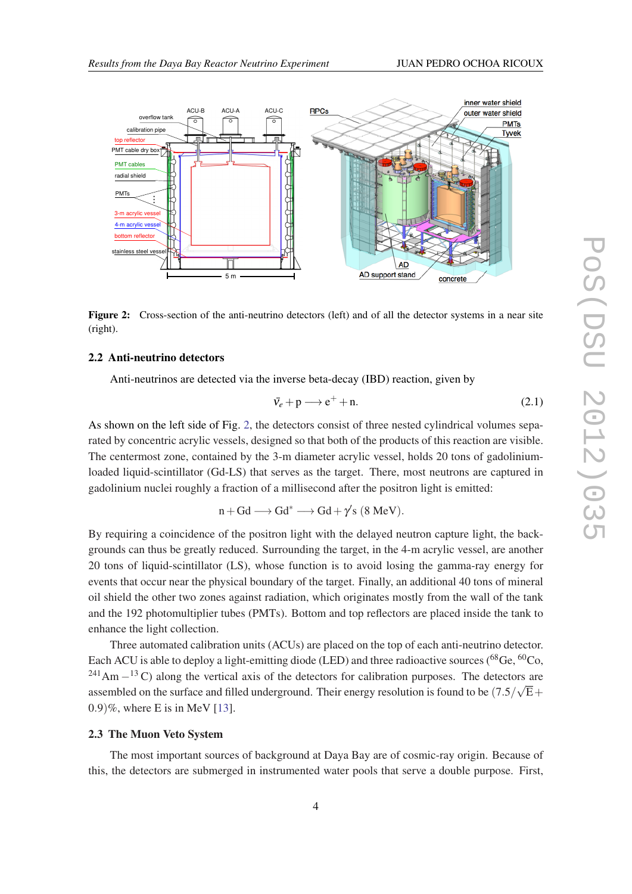Figure 2: Cross-section of the anti-neutrino detectors (left) and of all the detector systems in a near site (right).

### 2.2 Anti-neutrino detectors

Anti-neutrinos are detected via the inverse beta-decay (IBD) reaction, given by

$$\bar{\nu}_e + \mathrm{p} \longrightarrow \mathrm{e}^+ + \mathrm{n}. \tag{2.1}$$

As shown on the left side of Fig. 2, the detectors consist of three nested cylindrical volumes separated by concentric acrylic vessels, designed so that both of the products of this reaction are visible. The centermost zone, contained by the 3-m diameter acrylic vessel, holds 20 tons of gadolinium-loaded liquid-scintillator (Gd-LS) that serves as the target. There, most neutrons are captured in gadolinium nuclei roughly a fraction of a millisecond after the positron light is emitted:

$$\mathrm{n} + \mathrm{Gd} \longrightarrow \mathrm{Gd}^* \longrightarrow \mathrm{Gd} + \gamma\text{'s}\ (8\ \mathrm{MeV}).$$

By requiring a coincidence of the positron light with the delayed neutron capture light, the backgrounds can thus be greatly reduced. Surrounding the target, in the 4-m acrylic vessel, are another 20 tons of liquid-scintillator (LS), whose function is to avoid losing the gamma-ray energy for events that occur near the physical boundary of the target. Finally, an additional 40 tons of mineral oil shield the other two zones against radiation, which originates mostly from the wall of the tank and the 192 photomultiplier tubes (PMTs). Bottom and top reflectors are placed inside the tank to enhance the light collection.

Three automated calibration units (ACUs) are placed on the top of each anti-neutrino detector. Each ACU is able to deploy a light-emitting diode (LED) and three radioactive sources ($^{68}$Ge, $^{60}$Co, $^{241}$Am $-$ $^{13}$C) along the vertical axis of the detectors for calibration purposes. The detectors are assembled on the surface and filled underground. Their energy resolution is found to be $(7.5/\sqrt{\mathrm{E}} + 0.9)\%$, where E is in MeV [13].

### 2.3 The Muon Veto System

The most important sources of background at Daya Bay are of cosmic-ray origin. Because of this, the detectors are submerged in instrumented water pools that serve a double purpose. First,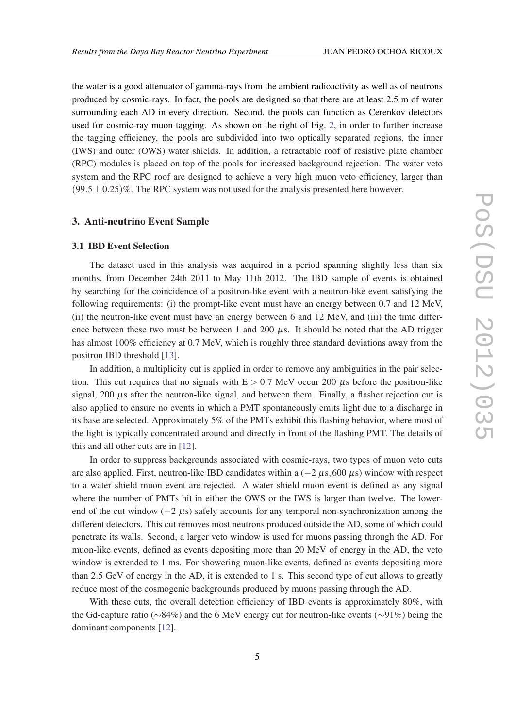the water is a good attenuator of gamma-rays from the ambient radioactivity as well as of neutrons produced by cosmic-rays. In fact, the pools are designed so that there are at least 2.5 m of water surrounding each AD in every direction. Second, the pools can function as Cerenkov detectors used for cosmic-ray muon tagging. As shown on the right of Fig. 2, in order to further increase the tagging efficiency, the pools are subdivided into two optically separated regions, the inner (IWS) and outer (OWS) water shields. In addition, a retractable roof of resistive plate chamber (RPC) modules is placed on top of the pools for increased background rejection. The water veto system and the RPC roof are designed to achieve a very high muon veto efficiency, larger than $(99.5 \pm 0.25)\%$. The RPC system was not used for the analysis presented here however.

## 3. Anti-neutrino Event Sample

### 3.1 IBD Event Selection

The dataset used in this analysis was acquired in a period spanning slightly less than six months, from December 24th 2011 to May 11th 2012. The IBD sample of events is obtained by searching for the coincidence of a positron-like event with a neutron-like event satisfying the following requirements: (i) the prompt-like event must have an energy between 0.7 and 12 MeV, (ii) the neutron-like event must have an energy between 6 and 12 MeV, and (iii) the time difference between these two must be between 1 and 200 $\mu$s. It should be noted that the AD trigger has almost 100% efficiency at 0.7 MeV, which is roughly three standard deviations away from the positron IBD threshold [13].

In addition, a multiplicity cut is applied in order to remove any ambiguities in the pair selection. This cut requires that no signals with $E > 0.7$ MeV occur 200 $\mu$s before the positron-like signal, 200 $\mu$s after the neutron-like signal, and between them. Finally, a flasher rejection cut is also applied to ensure no events in which a PMT spontaneously emits light due to a discharge in its base are selected. Approximately 5% of the PMTs exhibit this flashing behavior, where most of the light is typically concentrated around and directly in front of the flashing PMT. The details of this and all other cuts are in [12].

In order to suppress backgrounds associated with cosmic-rays, two types of muon veto cuts are also applied. First, neutron-like IBD candidates within a $(-2\ \mu\text{s}, 600\ \mu\text{s})$ window with respect to a water shield muon event are rejected. A water shield muon event is defined as any signal where the number of PMTs hit in either the OWS or the IWS is larger than twelve. The lower-end of the cut window ($-2\ \mu$s) safely accounts for any temporal non-synchronization among the different detectors. This cut removes most neutrons produced outside the AD, some of which could penetrate its walls. Second, a larger veto window is used for muons passing through the AD. For muon-like events, defined as events depositing more than 20 MeV of energy in the AD, the veto window is extended to 1 ms. For showering muon-like events, defined as events depositing more than 2.5 GeV of energy in the AD, it is extended to 1 s. This second type of cut allows to greatly reduce most of the cosmogenic backgrounds produced by muons passing through the AD.

With these cuts, the overall detection efficiency of IBD events is approximately 80%, with the Gd-capture ratio ($\sim$84%) and the 6 MeV energy cut for neutron-like events ($\sim$91%) being the dominant components [12].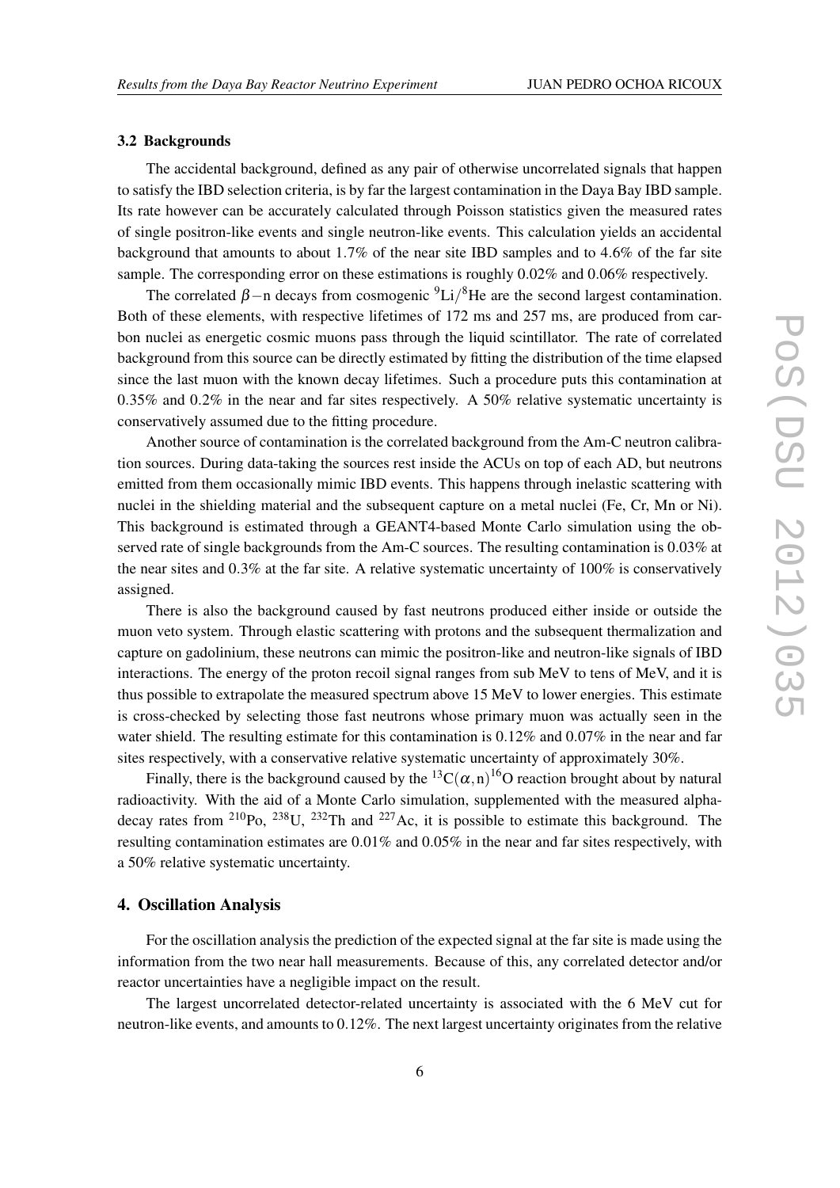### 3.2 Backgrounds

The accidental background, defined as any pair of otherwise uncorrelated signals that happen to satisfy the IBD selection criteria, is by far the largest contamination in the Daya Bay IBD sample. Its rate however can be accurately calculated through Poisson statistics given the measured rates of single positron-like events and single neutron-like events. This calculation yields an accidental background that amounts to about 1.7% of the near site IBD samples and to 4.6% of the far site sample. The corresponding error on these estimations is roughly 0.02% and 0.06% respectively.

The correlated $\beta-$n decays from cosmogenic $^{9}$Li/$^{8}$He are the second largest contamination. Both of these elements, with respective lifetimes of 172 ms and 257 ms, are produced from carbon nuclei as energetic cosmic muons pass through the liquid scintillator. The rate of correlated background from this source can be directly estimated by fitting the distribution of the time elapsed since the last muon with the known decay lifetimes. Such a procedure puts this contamination at 0.35% and 0.2% in the near and far sites respectively. A 50% relative systematic uncertainty is conservatively assumed due to the fitting procedure.

Another source of contamination is the correlated background from the Am-C neutron calibration sources. During data-taking the sources rest inside the ACUs on top of each AD, but neutrons emitted from them occasionally mimic IBD events. This happens through inelastic scattering with nuclei in the shielding material and the subsequent capture on a metal nuclei (Fe, Cr, Mn or Ni). This background is estimated through a GEANT4-based Monte Carlo simulation using the observed rate of single backgrounds from the Am-C sources. The resulting contamination is 0.03% at the near sites and 0.3% at the far site. A relative systematic uncertainty of 100% is conservatively assigned.

There is also the background caused by fast neutrons produced either inside or outside the muon veto system. Through elastic scattering with protons and the subsequent thermalization and capture on gadolinium, these neutrons can mimic the positron-like and neutron-like signals of IBD interactions. The energy of the proton recoil signal ranges from sub MeV to tens of MeV, and it is thus possible to extrapolate the measured spectrum above 15 MeV to lower energies. This estimate is cross-checked by selecting those fast neutrons whose primary muon was actually seen in the water shield. The resulting estimate for this contamination is 0.12% and 0.07% in the near and far sites respectively, with a conservative relative systematic uncertainty of approximately 30%.

Finally, there is the background caused by the $^{13}$C$(\alpha,\mathrm{n})^{16}$O reaction brought about by natural radioactivity. With the aid of a Monte Carlo simulation, supplemented with the measured alpha-decay rates from $^{210}$Po, $^{238}$U, $^{232}$Th and $^{227}$Ac, it is possible to estimate this background. The resulting contamination estimates are 0.01% and 0.05% in the near and far sites respectively, with a 50% relative systematic uncertainty.

## 4. Oscillation Analysis

For the oscillation analysis the prediction of the expected signal at the far site is made using the information from the two near hall measurements. Because of this, any correlated detector and/or reactor uncertainties have a negligible impact on the result.

The largest uncorrelated detector-related uncertainty is associated with the 6 MeV cut for neutron-like events, and amounts to 0.12%. The next largest uncertainty originates from the relative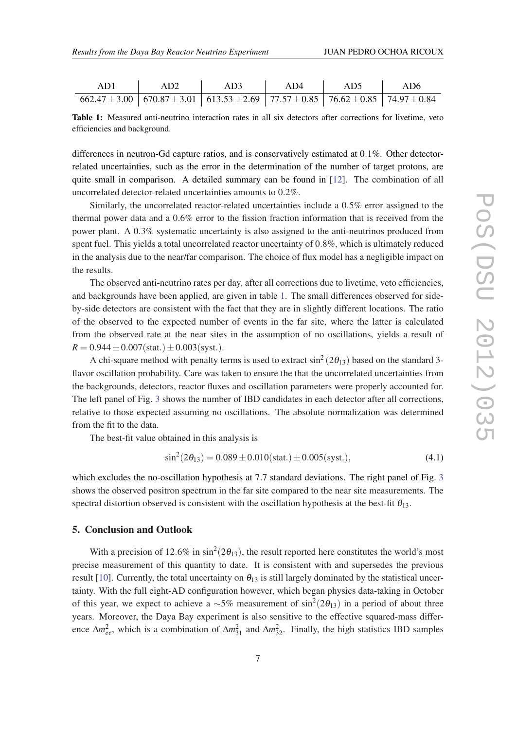| AD1 | AD2 | AD3 | AD4 | AD5 | AD6 |
|---|---|---|---|---|---|
| $662.47 \pm 3.00$ | $670.87 \pm 3.01$ | $613.53 \pm 2.69$ | $77.57 \pm 0.85$ | $76.62 \pm 0.85$ | $74.97 \pm 0.84$ |

**Table 1:** Measured anti-neutrino interaction rates in all six detectors after corrections for livetime, veto efficiencies and background.

differences in neutron-Gd capture ratios, and is conservatively estimated at 0.1%. Other detector-related uncertainties, such as the error in the determination of the number of target protons, are quite small in comparison. A detailed summary can be found in [12]. The combination of all uncorrelated detector-related uncertainties amounts to 0.2%.

Similarly, the uncorrelated reactor-related uncertainties include a 0.5% error assigned to the thermal power data and a 0.6% error to the fission fraction information that is received from the power plant. A 0.3% systematic uncertainty is also assigned to the anti-neutrinos produced from spent fuel. This yields a total uncorrelated reactor uncertainty of 0.8%, which is ultimately reduced in the analysis due to the near/far comparison. The choice of flux model has a negligible impact on the results.

The observed anti-neutrino rates per day, after all corrections due to livetime, veto efficiencies, and backgrounds have been applied, are given in table 1. The small differences observed for side-by-side detectors are consistent with the fact that they are in slightly different locations. The ratio of the observed to the expected number of events in the far site, where the latter is calculated from the observed rate at the near sites in the assumption of no oscillations, yields a result of $R = 0.944 \pm 0.007(\text{stat.}) \pm 0.003(\text{syst.})$.

A chi-square method with penalty terms is used to extract $\sin^2(2\theta_{13})$ based on the standard 3-flavor oscillation probability. Care was taken to ensure the that the uncorrelated uncertainties from the backgrounds, detectors, reactor fluxes and oscillation parameters were properly accounted for. The left panel of Fig. 3 shows the number of IBD candidates in each detector after all corrections, relative to those expected assuming no oscillations. The absolute normalization was determined from the fit to the data.

The best-fit value obtained in this analysis is

$$\sin^2(2\theta_{13}) = 0.089 \pm 0.010(\text{stat.}) \pm 0.005(\text{syst.}), \tag{4.1}$$

which excludes the no-oscillation hypothesis at 7.7 standard deviations. The right panel of Fig. 3 shows the observed positron spectrum in the far site compared to the near site measurements. The spectral distortion observed is consistent with the oscillation hypothesis at the best-fit $\theta_{13}$.

## 5. Conclusion and Outlook

With a precision of 12.6% in $\sin^2(2\theta_{13})$, the result reported here constitutes the world's most precise measurement of this quantity to date. It is consistent with and supersedes the previous result [10]. Currently, the total uncertainty on $\theta_{13}$ is still largely dominated by the statistical uncertainty. With the full eight-AD configuration however, which began physics data-taking in October of this year, we expect to achieve a $\sim$5% measurement of $\sin^2(2\theta_{13})$ in a period of about three years. Moreover, the Daya Bay experiment is also sensitive to the effective squared-mass difference $\Delta m^2_{ee}$, which is a combination of $\Delta m^2_{31}$ and $\Delta m^2_{32}$. Finally, the high statistics IBD samples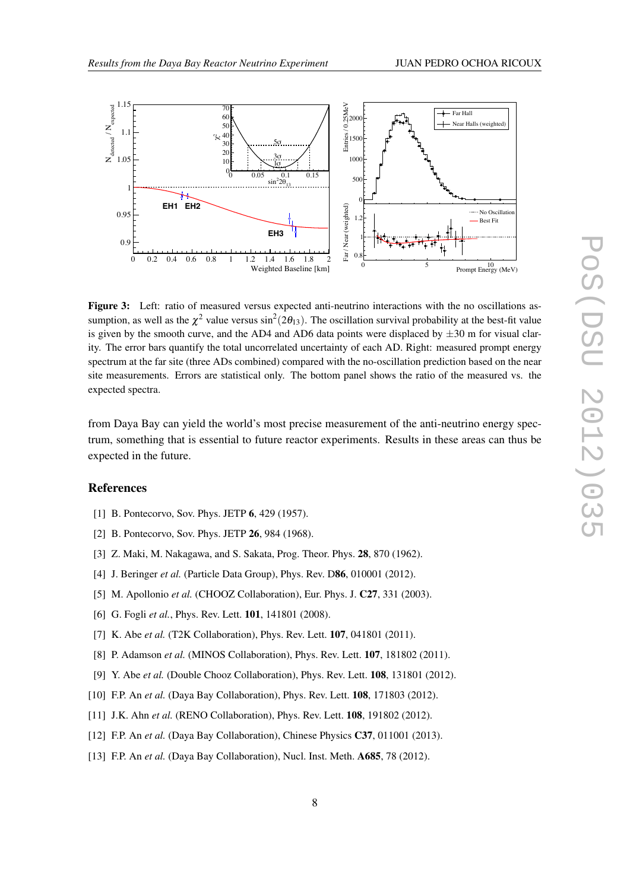Figure 3 chart labels:

$N_{detected} / N_{expected}$

1.15, 1.1, 1.05, 1, 0.95, 0.9

EH1 EH2

EH3

0 0.2 0.4 0.6 0.8 1 1.2 1.4 1.6 1.8 2

Weighted Baseline [km]

$\chi^2$

70, 60, 50, 40, 30, 20, 10, 0

5σ

3σ

1σ

0 0.05 0.1 0.15

$\sin^2 2\theta_{13}$

Entries / 0.25MeV

2000, 1500, 1000, 500, 0

Far Hall

Near Halls (weighted)

Far / Near (weighted)

1.2, 1, 0.8

No Oscillation

Best Fit

0 5 10

Prompt Energy (MeV)

**Figure 3:** Left: ratio of measured versus expected anti-neutrino interactions with the no oscillations assumption, as well as the $\chi^2$ value versus $\sin^2(2\theta_{13})$. The oscillation survival probability at the best-fit value is given by the smooth curve, and the AD4 and AD6 data points were displaced by $\pm 30$ m for visual clarity. The error bars quantify the total uncorrelated uncertainty of each AD. Right: measured prompt energy spectrum at the far site (three ADs combined) compared with the no-oscillation prediction based on the near site measurements. Errors are statistical only. The bottom panel shows the ratio of the measured vs. the expected spectra.

from Daya Bay can yield the world's most precise measurement of the anti-neutrino energy spectrum, something that is essential to future reactor experiments. Results in these areas can thus be expected in the future.

## References

[1] B. Pontecorvo, Sov. Phys. JETP **6**, 429 (1957).

[2] B. Pontecorvo, Sov. Phys. JETP **26**, 984 (1968).

[3] Z. Maki, M. Nakagawa, and S. Sakata, Prog. Theor. Phys. **28**, 870 (1962).

[4] J. Beringer *et al.* (Particle Data Group), Phys. Rev. D**86**, 010001 (2012).

[5] M. Apollonio *et al.* (CHOOZ Collaboration), Eur. Phys. J. **C27**, 331 (2003).

[6] G. Fogli *et al.*, Phys. Rev. Lett. **101**, 141801 (2008).

[7] K. Abe *et al.* (T2K Collaboration), Phys. Rev. Lett. **107**, 041801 (2011).

[8] P. Adamson *et al.* (MINOS Collaboration), Phys. Rev. Lett. **107**, 181802 (2011).

[9] Y. Abe *et al.* (Double Chooz Collaboration), Phys. Rev. Lett. **108**, 131801 (2012).

[10] F.P. An *et al.* (Daya Bay Collaboration), Phys. Rev. Lett. **108**, 171803 (2012).

[11] J.K. Ahn *et al.* (RENO Collaboration), Phys. Rev. Lett. **108**, 191802 (2012).

[12] F.P. An *et al.* (Daya Bay Collaboration), Chinese Physics **C37**, 011001 (2013).

[13] F.P. An *et al.* (Daya Bay Collaboration), Nucl. Inst. Meth. **A685**, 78 (2012).